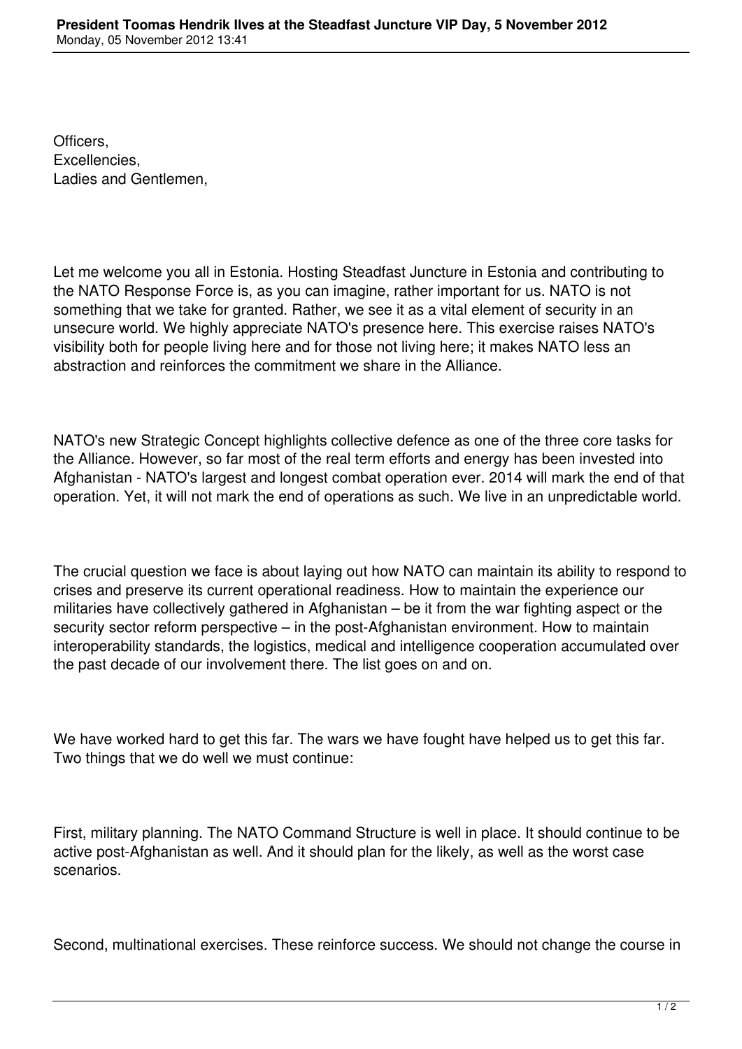# President Toomas Hendrik Ilves at the Steadfast Juncture VIP Day, 5 November 2012

Monday, 05 November 2012 13:41

Officers,
Excellencies,
Ladies and Gentlemen,

Let me welcome you all in Estonia. Hosting Steadfast Juncture in Estonia and contributing to the NATO Response Force is, as you can imagine, rather important for us. NATO is not something that we take for granted. Rather, we see it as a vital element of security in an unsecure world. We highly appreciate NATO's presence here. This exercise raises NATO's visibility both for people living here and for those not living here; it makes NATO less an abstraction and reinforces the commitment we share in the Alliance.

NATO's new Strategic Concept highlights collective defence as one of the three core tasks for the Alliance. However, so far most of the real term efforts and energy has been invested into Afghanistan - NATO's largest and longest combat operation ever. 2014 will mark the end of that operation. Yet, it will not mark the end of operations as such. We live in an unpredictable world.

The crucial question we face is about laying out how NATO can maintain its ability to respond to crises and preserve its current operational readiness. How to maintain the experience our militaries have collectively gathered in Afghanistan – be it from the war fighting aspect or the security sector reform perspective – in the post-Afghanistan environment. How to maintain interoperability standards, the logistics, medical and intelligence cooperation accumulated over the past decade of our involvement there. The list goes on and on.

We have worked hard to get this far. The wars we have fought have helped us to get this far. Two things that we do well we must continue:

First, military planning. The NATO Command Structure is well in place. It should continue to be active post-Afghanistan as well. And it should plan for the likely, as well as the worst case scenarios.

Second, multinational exercises. These reinforce success. We should not change the course in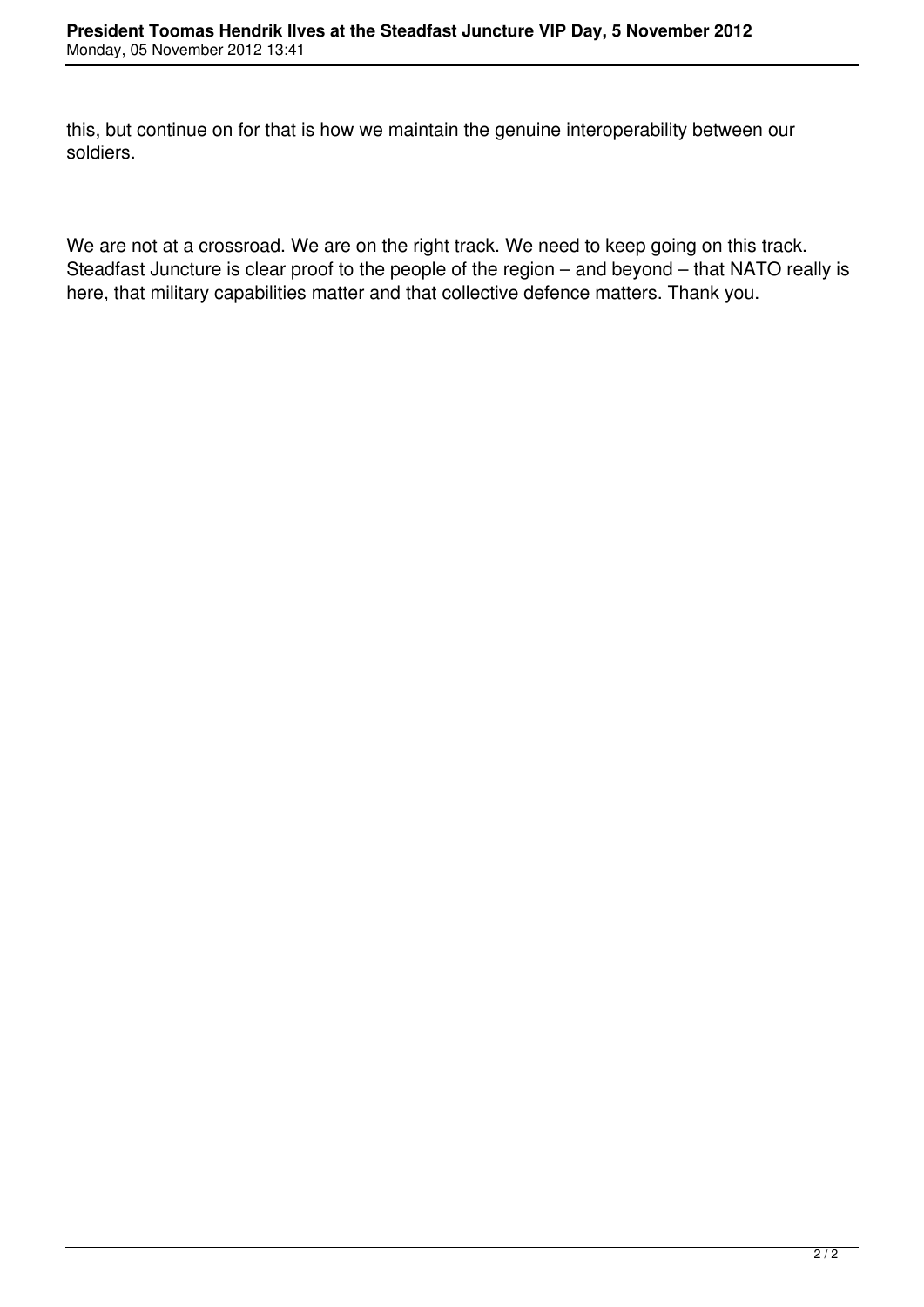this, but continue on for that is how we maintain the genuine interoperability between our soldiers.

We are not at a crossroad. We are on the right track. We need to keep going on this track. Steadfast Juncture is clear proof to the people of the region – and beyond – that NATO really is here, that military capabilities matter and that collective defence matters. Thank you.